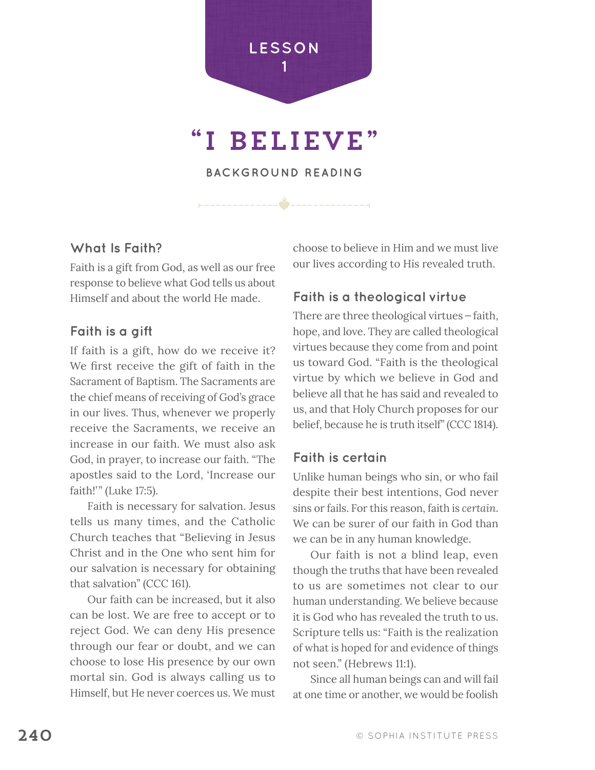LESSON 1

# "I BELIEVE"

BACKGROUND READING

### What Is Faith?

Faith is a gift from God, as well as our free response to believe what God tells us about Himself and about the world He made.

### Faith is a gift

If faith is a gift, how do we receive it? We first receive the gift of faith in the Sacrament of Baptism. The Sacraments are the chief means of receiving of God's grace in our lives. Thus, whenever we properly receive the Sacraments, we receive an increase in our faith. We must also ask God, in prayer, to increase our faith. "The apostles said to the Lord, 'Increase our faith!'" (Luke 17:5).

Faith is necessary for salvation. Jesus tells us many times, and the Catholic Church teaches that "Believing in Jesus Christ and in the One who sent him for our salvation is necessary for obtaining that salvation" (CCC 161).

Our faith can be increased, but it also can be lost. We are free to accept or to reject God. We can deny His presence through our fear or doubt, and we can choose to lose His presence by our own mortal sin. God is always calling us to Himself, but He never coerces us. We must choose to believe in Him and we must live our lives according to His revealed truth.

### Faith is a theological virtue

There are three theological virtues – faith, hope, and love. They are called theological virtues because they come from and point us toward God. "Faith is the theological virtue by which we believe in God and believe all that he has said and revealed to us, and that Holy Church proposes for our belief, because he is truth itself" (CCC 1814).

### Faith is certain

Unlike human beings who sin, or who fail despite their best intentions, God never sins or fails. For this reason, faith is *certain*. We can be surer of our faith in God than we can be in any human knowledge.

Our faith is not a blind leap, even though the truths that have been revealed to us are sometimes not clear to our human understanding. We believe because it is God who has revealed the truth to us. Scripture tells us: "Faith is the realization of what is hoped for and evidence of things not seen." (Hebrews 11:1).

Since all human beings can and will fail at one time or another, we would be foolish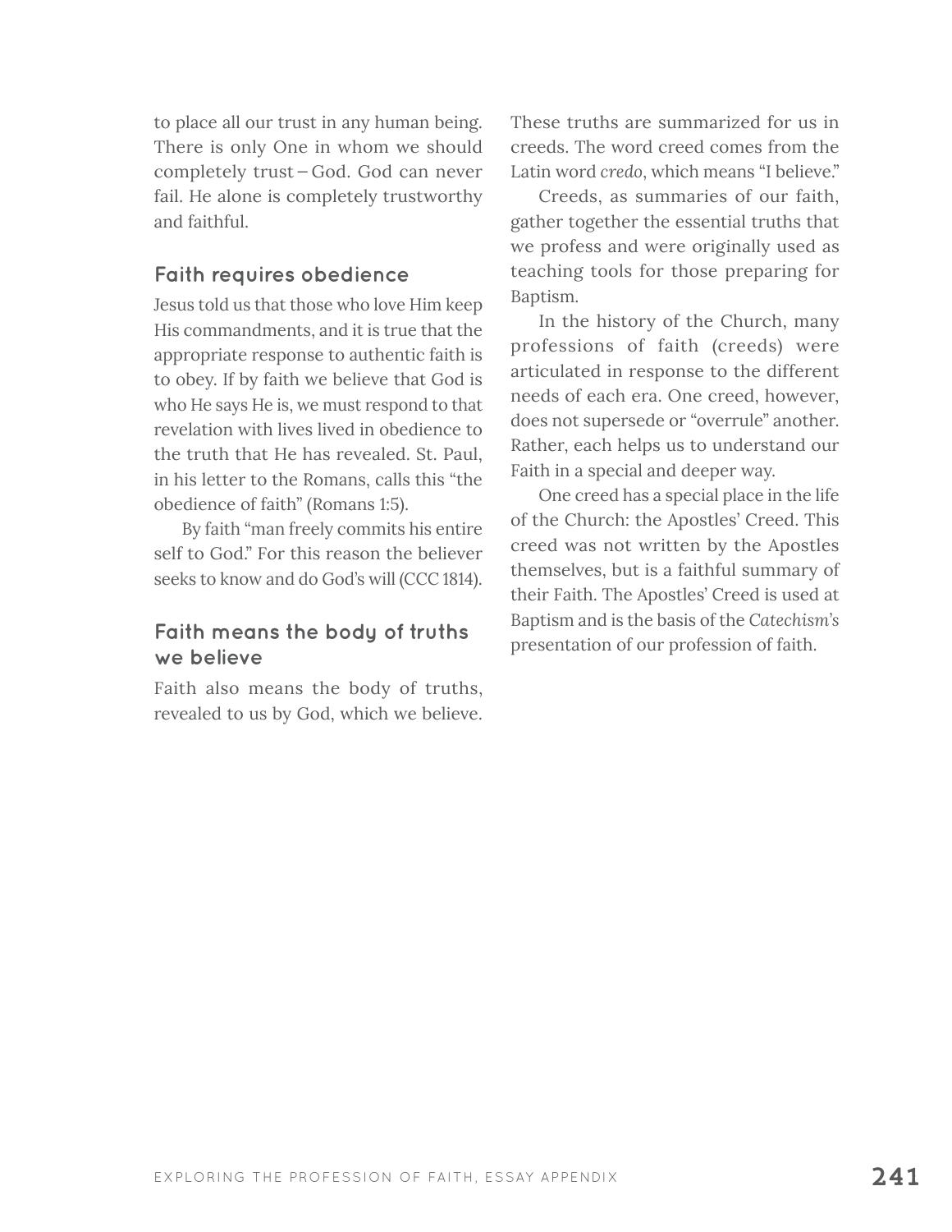to place all our trust in any human being. There is only One in whom we should completely trust – God. God can never fail. He alone is completely trustworthy and faithful.

## Faith requires obedience

Jesus told us that those who love Him keep His commandments, and it is true that the appropriate response to authentic faith is to obey. If by faith we believe that God is who He says He is, we must respond to that revelation with lives lived in obedience to the truth that He has revealed. St. Paul, in his letter to the Romans, calls this "the obedience of faith" (Romans 1:5).

By faith "man freely commits his entire self to God." For this reason the believer seeks to know and do God's will (CCC 1814).

## Faith means the body of truths we believe

Faith also means the body of truths, revealed to us by God, which we believe. These truths are summarized for us in creeds. The word creed comes from the Latin word *credo*, which means "I believe."

Creeds, as summaries of our faith, gather together the essential truths that we profess and were originally used as teaching tools for those preparing for Baptism.

In the history of the Church, many professions of faith (creeds) were articulated in response to the different needs of each era. One creed, however, does not supersede or "overrule" another. Rather, each helps us to understand our Faith in a special and deeper way.

One creed has a special place in the life of the Church: the Apostles' Creed. This creed was not written by the Apostles themselves, but is a faithful summary of their Faith. The Apostles' Creed is used at Baptism and is the basis of the *Catechism's* presentation of our profession of faith.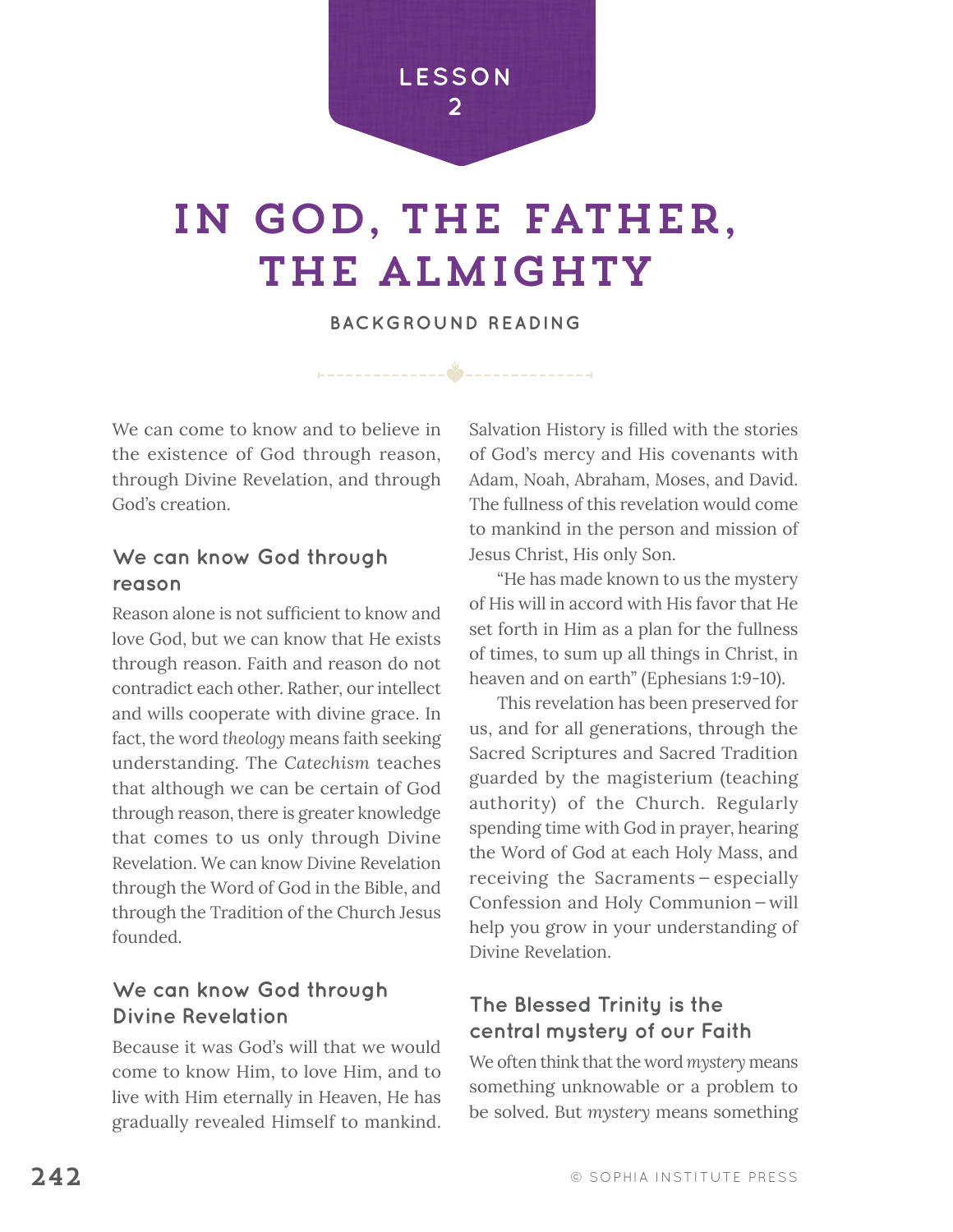LESSON 2

# IN GOD, THE FATHER, THE ALMIGHTY

BACKGROUND READING

We can come to know and to believe in the existence of God through reason, through Divine Revelation, and through God's creation.

### We can know God through reason

Reason alone is not sufficient to know and love God, but we can know that He exists through reason. Faith and reason do not contradict each other. Rather, our intellect and wills cooperate with divine grace. In fact, the word *theology* means faith seeking understanding. The *Catechism* teaches that although we can be certain of God through reason, there is greater knowledge that comes to us only through Divine Revelation. We can know Divine Revelation through the Word of God in the Bible, and through the Tradition of the Church Jesus founded.

### We can know God through Divine Revelation

Because it was God's will that we would come to know Him, to love Him, and to live with Him eternally in Heaven, He has gradually revealed Himself to mankind. Salvation History is filled with the stories of God's mercy and His covenants with Adam, Noah, Abraham, Moses, and David. The fullness of this revelation would come to mankind in the person and mission of Jesus Christ, His only Son.

"He has made known to us the mystery of His will in accord with His favor that He set forth in Him as a plan for the fullness of times, to sum up all things in Christ, in heaven and on earth" (Ephesians 1:9-10).

This revelation has been preserved for us, and for all generations, through the Sacred Scriptures and Sacred Tradition guarded by the magisterium (teaching authority) of the Church. Regularly spending time with God in prayer, hearing the Word of God at each Holy Mass, and receiving the Sacraments – especially Confession and Holy Communion – will help you grow in your understanding of Divine Revelation.

### The Blessed Trinity is the central mystery of our Faith

We often think that the word *mystery* means something unknowable or a problem to be solved. But *mystery* means something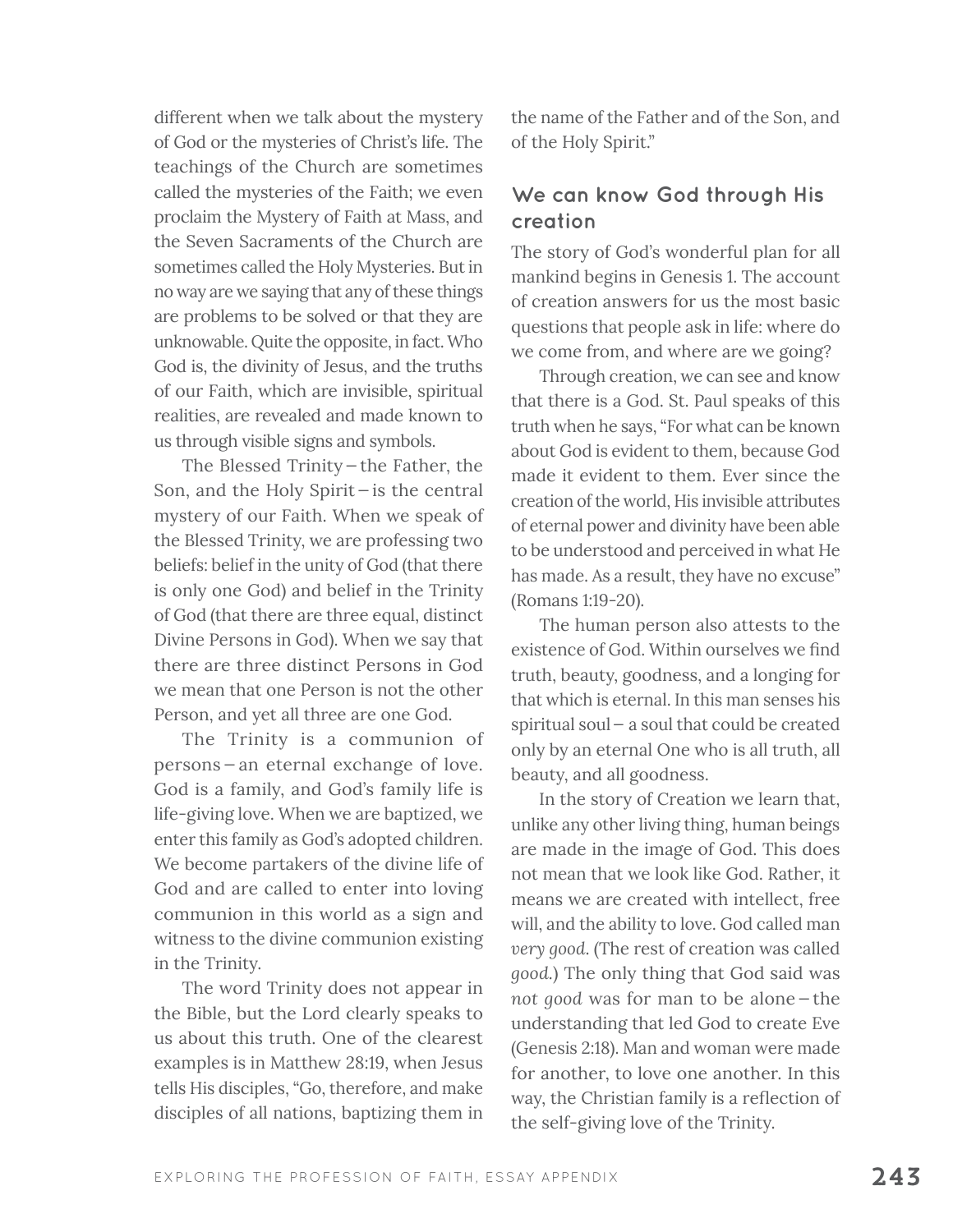different when we talk about the mystery of God or the mysteries of Christ's life. The teachings of the Church are sometimes called the mysteries of the Faith; we even proclaim the Mystery of Faith at Mass, and the Seven Sacraments of the Church are sometimes called the Holy Mysteries. But in no way are we saying that any of these things are problems to be solved or that they are unknowable. Quite the opposite, in fact. Who God is, the divinity of Jesus, and the truths of our Faith, which are invisible, spiritual realities, are revealed and made known to us through visible signs and symbols.

The Blessed Trinity – the Father, the Son, and the Holy Spirit – is the central mystery of our Faith. When we speak of the Blessed Trinity, we are professing two beliefs: belief in the unity of God (that there is only one God) and belief in the Trinity of God (that there are three equal, distinct Divine Persons in God). When we say that there are three distinct Persons in God we mean that one Person is not the other Person, and yet all three are one God.

The Trinity is a communion of persons – an eternal exchange of love. God is a family, and God's family life is life-giving love. When we are baptized, we enter this family as God's adopted children. We become partakers of the divine life of God and are called to enter into loving communion in this world as a sign and witness to the divine communion existing in the Trinity.

The word Trinity does not appear in the Bible, but the Lord clearly speaks to us about this truth. One of the clearest examples is in Matthew 28:19, when Jesus tells His disciples, "Go, therefore, and make disciples of all nations, baptizing them in the name of the Father and of the Son, and of the Holy Spirit."

## We can know God through His creation

The story of God's wonderful plan for all mankind begins in Genesis 1. The account of creation answers for us the most basic questions that people ask in life: where do we come from, and where are we going?

Through creation, we can see and know that there is a God. St. Paul speaks of this truth when he says, "For what can be known about God is evident to them, because God made it evident to them. Ever since the creation of the world, His invisible attributes of eternal power and divinity have been able to be understood and perceived in what He has made. As a result, they have no excuse" (Romans 1:19-20).

The human person also attests to the existence of God. Within ourselves we find truth, beauty, goodness, and a longing for that which is eternal. In this man senses his spiritual soul – a soul that could be created only by an eternal One who is all truth, all beauty, and all goodness.

In the story of Creation we learn that, unlike any other living thing, human beings are made in the image of God. This does not mean that we look like God. Rather, it means we are created with intellect, free will, and the ability to love. God called man *very good*. (The rest of creation was called *good*.) The only thing that God said was *not good* was for man to be alone – the understanding that led God to create Eve (Genesis 2:18). Man and woman were made for another, to love one another. In this way, the Christian family is a reflection of the self-giving love of the Trinity.